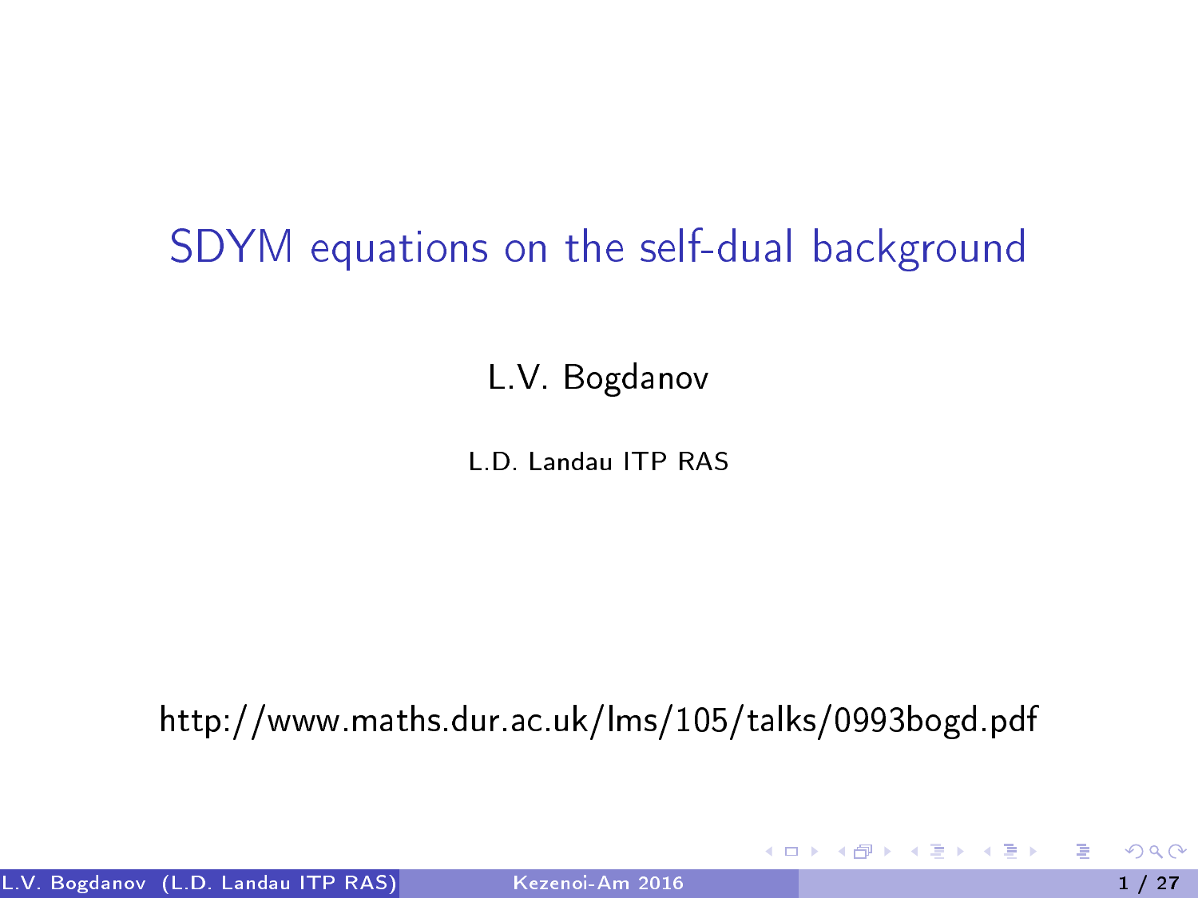# SDYM equations on the self-dual background

L.V. Bogdanov

L.D. Landau ITP RAS

http://www.maths.dur.ac.uk/lms/105/talks/0993bogd.pdf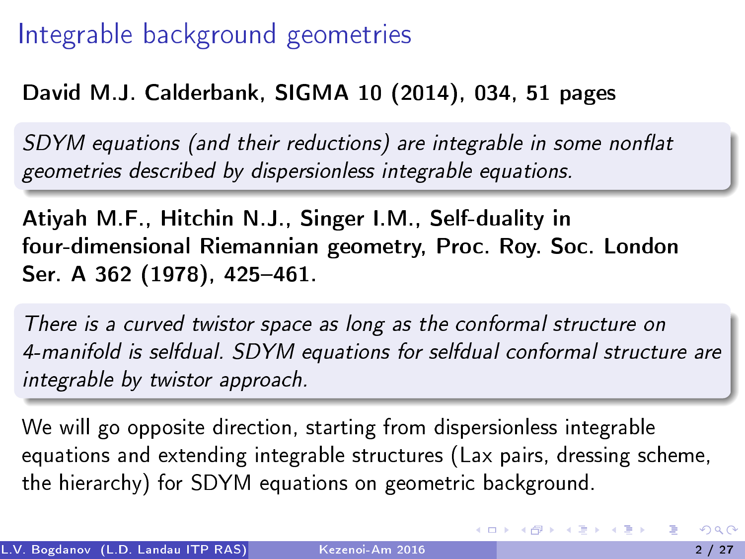# Integrable background geometries

**David M.J. Calderbank, SIGMA 10 (2014), 034, 51 pages**

*SDYM equations (and their reductions) are integrable in some nonflat geometries described by dispersionless integrable equations.*

**Atiyah M.F., Hitchin N.J., Singer I.M., Self-duality in four-dimensional Riemannian geometry, Proc. Roy. Soc. London Ser. A 362 (1978), 425–461.**

*There is a curved twistor space as long as the conformal structure on 4-manifold is selfdual. SDYM equations for selfdual conformal structure are integrable by twistor approach.*

We will go opposite direction, starting from dispersionless integrable equations and extending integrable structures (Lax pairs, dressing scheme, the hierarchy) for SDYM equations on geometric background.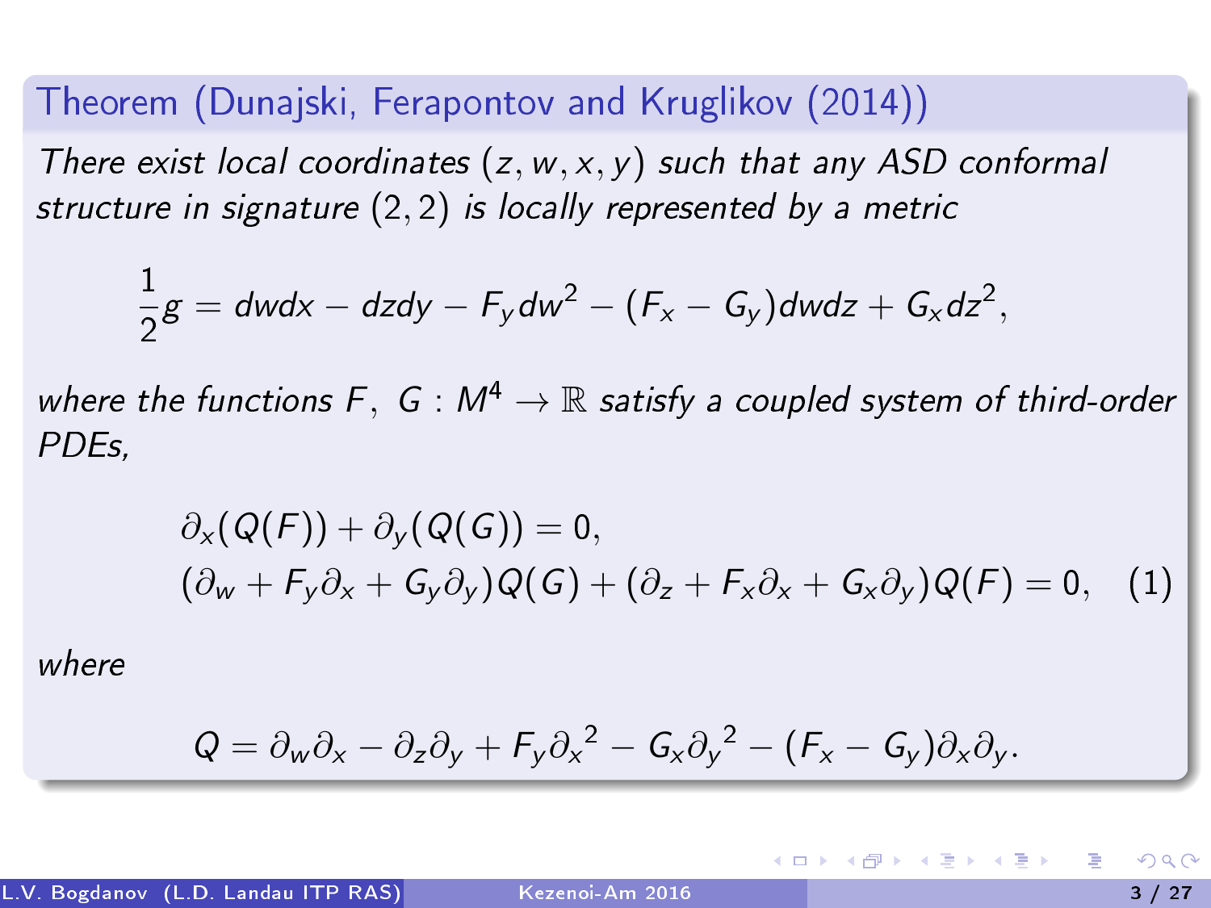**Theorem (Dunajski, Ferapontov and Kruglikov (2014))**

*There exist local coordinates $(z, w, x, y)$ such that any ASD conformal structure in signature $(2, 2)$ is locally represented by a metric*

$$\frac{1}{2}g = dwdx - dzdy - F_y dw^2 - (F_x - G_y)dwdz + G_x dz^2,$$

*where the functions $F,\ G : M^4 \to \mathbb{R}$ satisfy a coupled system of third-order PDEs,*

$$\begin{aligned}
&\partial_x(Q(F)) + \partial_y(Q(G)) = 0, \\
&(\partial_w + F_y\partial_x + G_y\partial_y)Q(G) + (\partial_z + F_x\partial_x + G_x\partial_y)Q(F) = 0, \quad (1)
\end{aligned}$$

*where*

$$Q = \partial_w\partial_x - \partial_z\partial_y + F_y{\partial_x}^2 - G_x{\partial_y}^2 - (F_x - G_y)\partial_x\partial_y.$$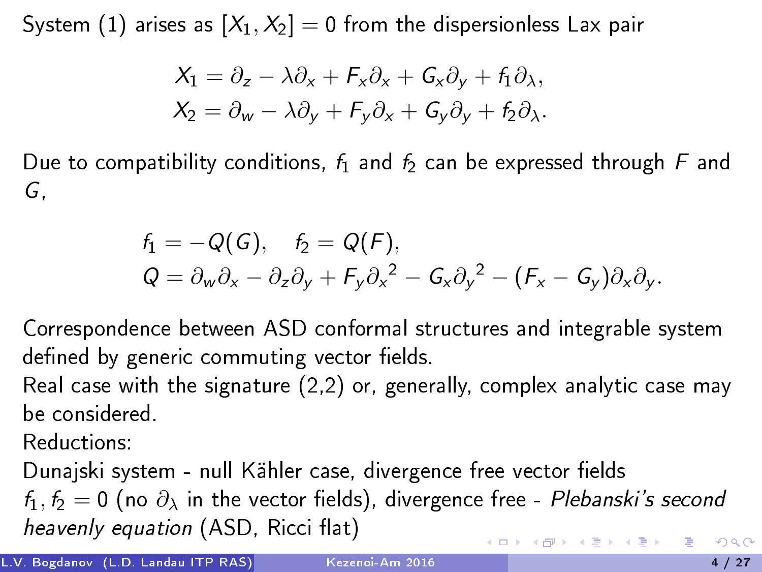System (1) arises as $[X_1, X_2] = 0$ from the dispersionless Lax pair

$$X_1 = \partial_z - \lambda\partial_x + F_x\partial_x + G_x\partial_y + f_1\partial_\lambda,$$
$$X_2 = \partial_w - \lambda\partial_y + F_y\partial_x + G_y\partial_y + f_2\partial_\lambda.$$

Due to compatibility conditions, $f_1$ and $f_2$ can be expressed through $F$ and $G$,

$$f_1 = -Q(G), \quad f_2 = Q(F),$$
$$Q = \partial_w\partial_x - \partial_z\partial_y + F_y{\partial_x}^2 - G_x{\partial_y}^2 - (F_x - G_y)\partial_x\partial_y.$$

Correspondence between ASD conformal structures and integrable system defined by generic commuting vector fields.
Real case with the signature (2,2) or, generally, complex analytic case may be considered.
Reductions:
Dunajski system - null Kähler case, divergence free vector fields
$f_1, f_2 = 0$ (no $\partial_\lambda$ in the vector fields), divergence free - *Plebanski's second heavenly equation* (ASD, Ricci flat)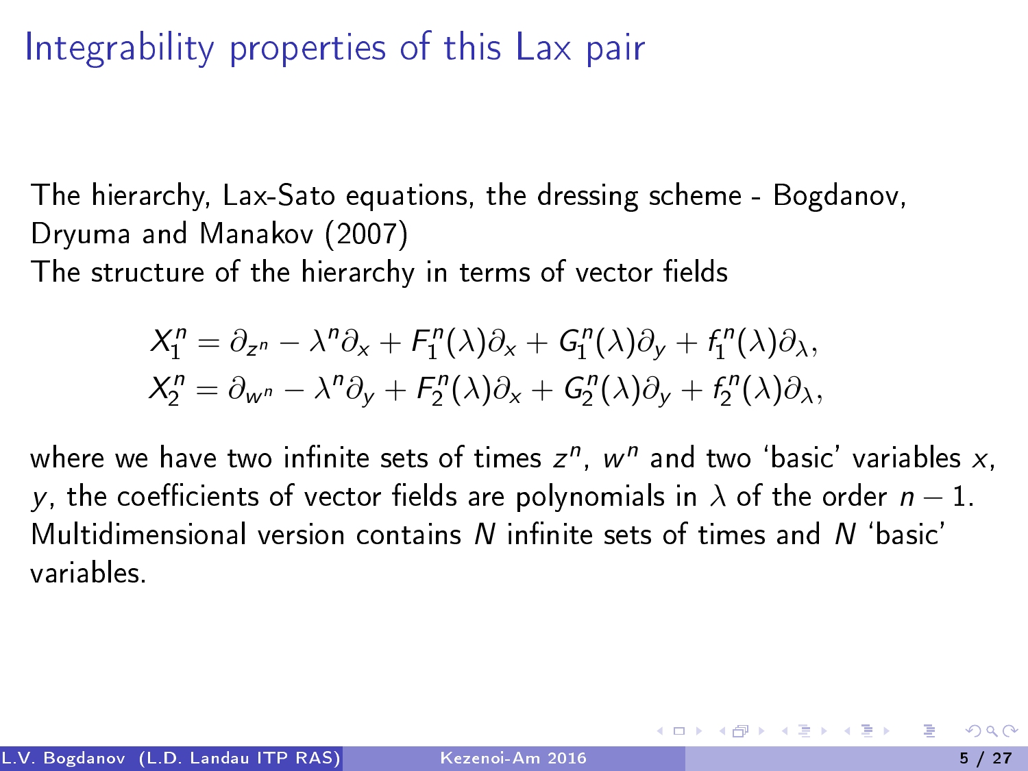# Integrability properties of this Lax pair

The hierarchy, Lax-Sato equations, the dressing scheme - Bogdanov, Dryuma and Manakov (2007)
The structure of the hierarchy in terms of vector fields

$$
\begin{aligned}
X_1^n &= \partial_{z^n} - \lambda^n \partial_x + F_1^n(\lambda)\partial_x + G_1^n(\lambda)\partial_y + f_1^n(\lambda)\partial_\lambda, \\
X_2^n &= \partial_{w^n} - \lambda^n \partial_y + F_2^n(\lambda)\partial_x + G_2^n(\lambda)\partial_y + f_2^n(\lambda)\partial_\lambda,
\end{aligned}
$$

where we have two infinite sets of times $z^n$, $w^n$ and two 'basic' variables $x$, $y$, the coefficients of vector fields are polynomials in $\lambda$ of the order $n-1$.
Multidimensional version contains $N$ infinite sets of times and $N$ 'basic' variables.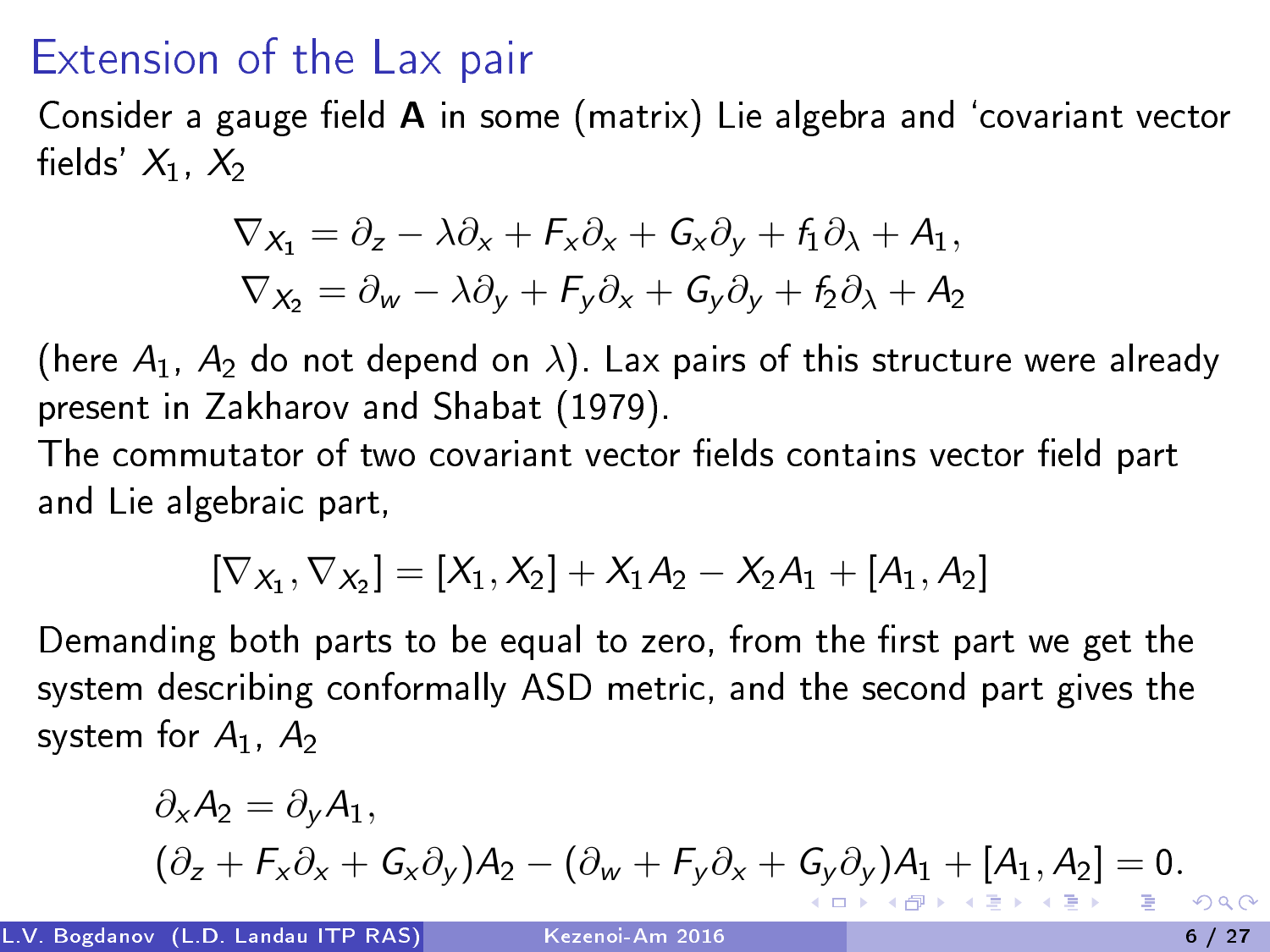# Extension of the Lax pair

Consider a gauge field **A** in some (matrix) Lie algebra and 'covariant vector fields' $X_1$, $X_2$

$$
\begin{aligned}
\nabla_{X_1} &= \partial_z - \lambda\partial_x + F_x\partial_x + G_x\partial_y + f_1\partial_\lambda + A_1, \\
\nabla_{X_2} &= \partial_w - \lambda\partial_y + F_y\partial_x + G_y\partial_y + f_2\partial_\lambda + A_2
\end{aligned}
$$

(here $A_1$, $A_2$ do not depend on $\lambda$). Lax pairs of this structure were already present in Zakharov and Shabat (1979).

The commutator of two covariant vector fields contains vector field part and Lie algebraic part,

$$
[\nabla_{X_1}, \nabla_{X_2}] = [X_1, X_2] + X_1 A_2 - X_2 A_1 + [A_1, A_2]
$$

Demanding both parts to be equal to zero, from the first part we get the system describing conformally ASD metric, and the second part gives the system for $A_1$, $A_2$

$$
\begin{aligned}
&\partial_x A_2 = \partial_y A_1, \\
&(\partial_z + F_x\partial_x + G_x\partial_y)A_2 - (\partial_w + F_y\partial_x + G_y\partial_y)A_1 + [A_1, A_2] = 0.
\end{aligned}
$$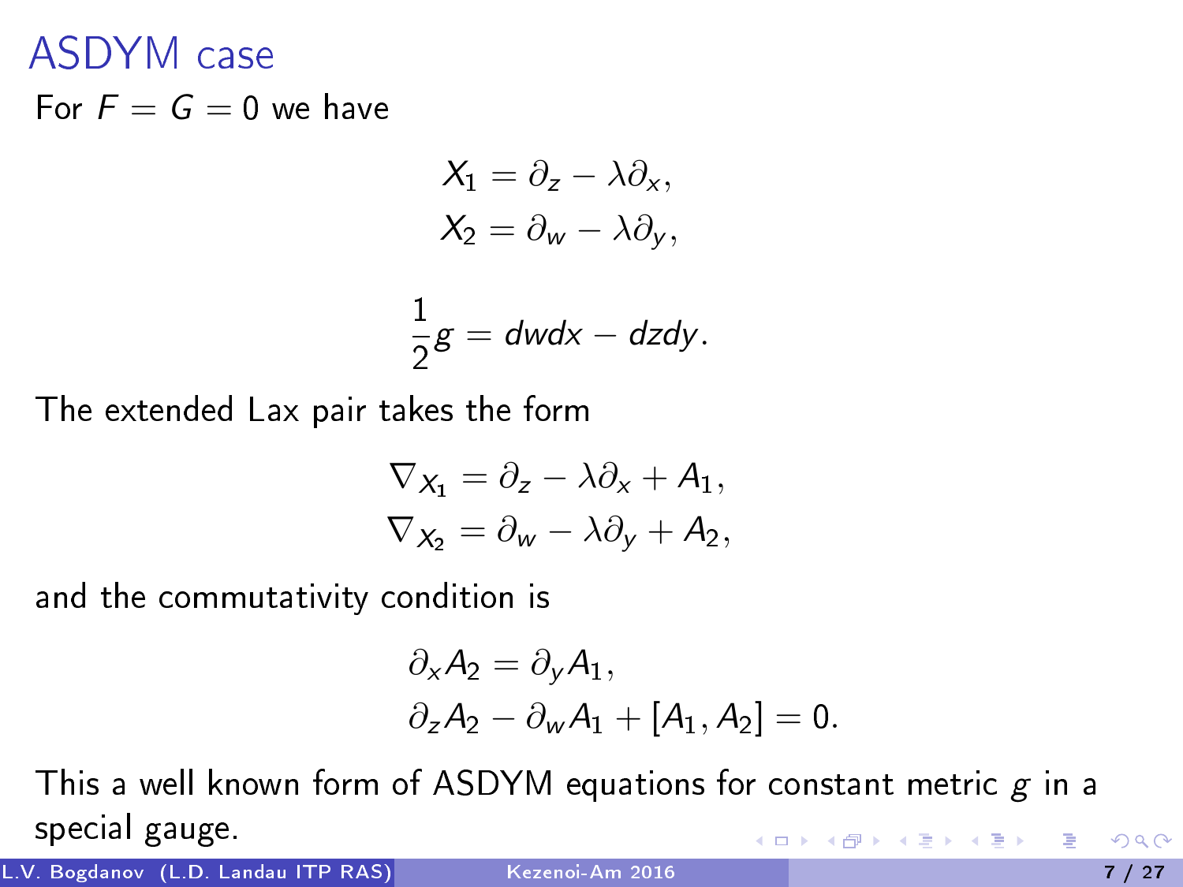# ASDYM case

For $F = G = 0$ we have

$$
\begin{aligned}
X_1 &= \partial_z - \lambda \partial_x, \\
X_2 &= \partial_w - \lambda \partial_y,
\end{aligned}
$$

$$
\frac{1}{2} g = dwdx - dzdy.
$$

The extended Lax pair takes the form

$$
\begin{aligned}
\nabla_{X_1} &= \partial_z - \lambda \partial_x + A_1, \\
\nabla_{X_2} &= \partial_w - \lambda \partial_y + A_2,
\end{aligned}
$$

and the commutativity condition is

$$
\begin{aligned}
&\partial_x A_2 = \partial_y A_1, \\
&\partial_z A_2 - \partial_w A_1 + [A_1, A_2] = 0.
\end{aligned}
$$

This a well known form of ASDYM equations for constant metric $g$ in a special gauge.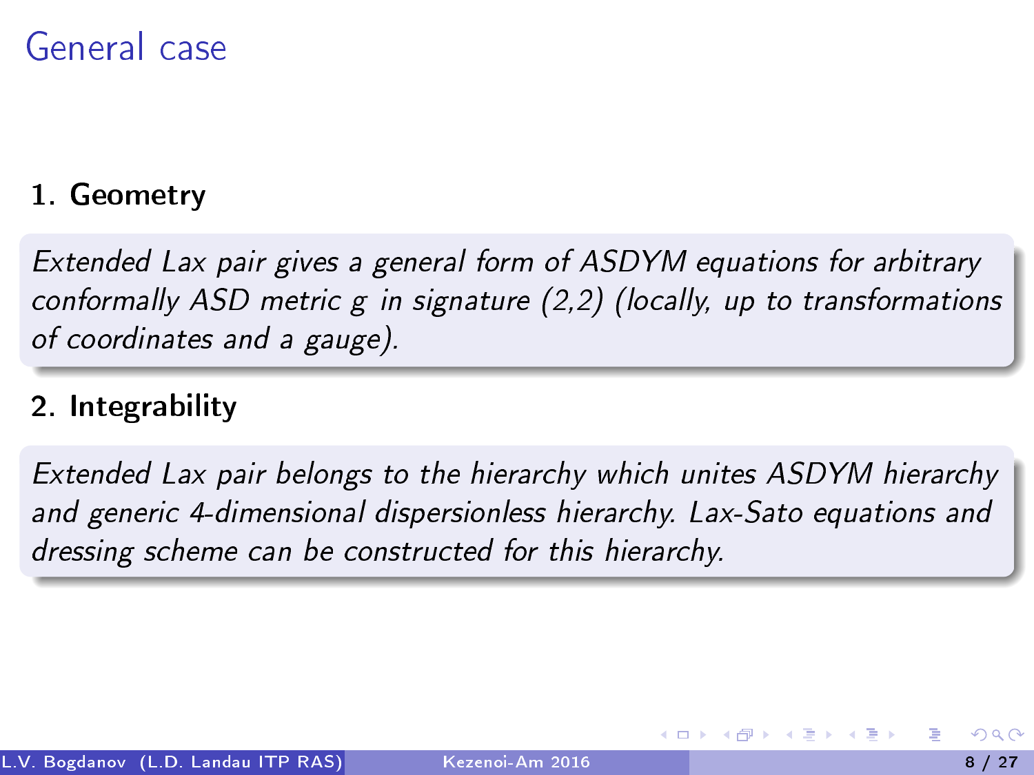# General case

## 1. Geometry

*Extended Lax pair gives a general form of ASDYM equations for arbitrary conformally ASD metric $g$ in signature (2,2) (locally, up to transformations of coordinates and a gauge).*

## 2. Integrability

*Extended Lax pair belongs to the hierarchy which unites ASDYM hierarchy and generic 4-dimensional dispersionless hierarchy. Lax-Sato equations and dressing scheme can be constructed for this hierarchy.*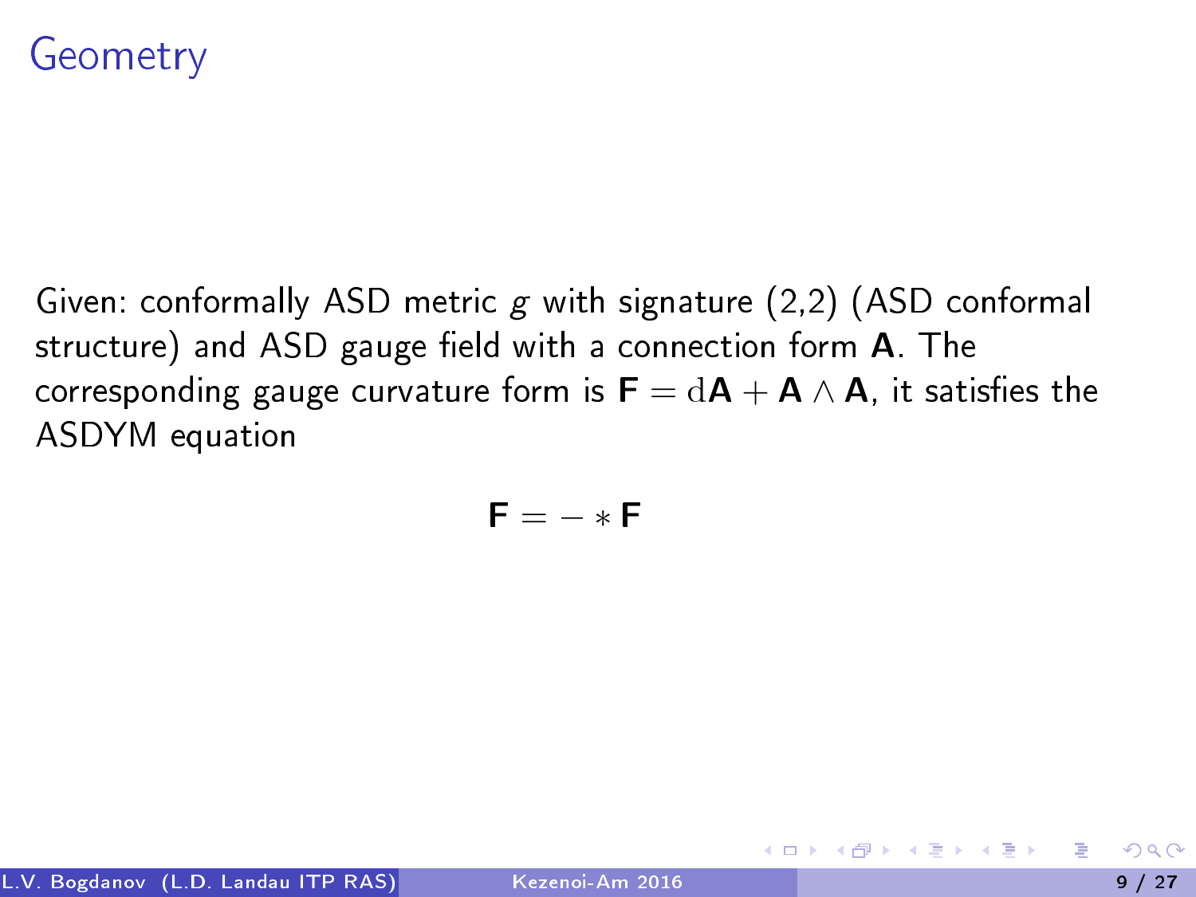# Geometry

Given: conformally ASD metric $g$ with signature (2,2) (ASD conformal structure) and ASD gauge field with a connection form $\mathbf{A}$. The corresponding gauge curvature form is $\mathbf{F} = \mathrm{d}\mathbf{A} + \mathbf{A} \wedge \mathbf{A}$, it satisfies the ASDYM equation

$$\mathbf{F} = - * \mathbf{F}$$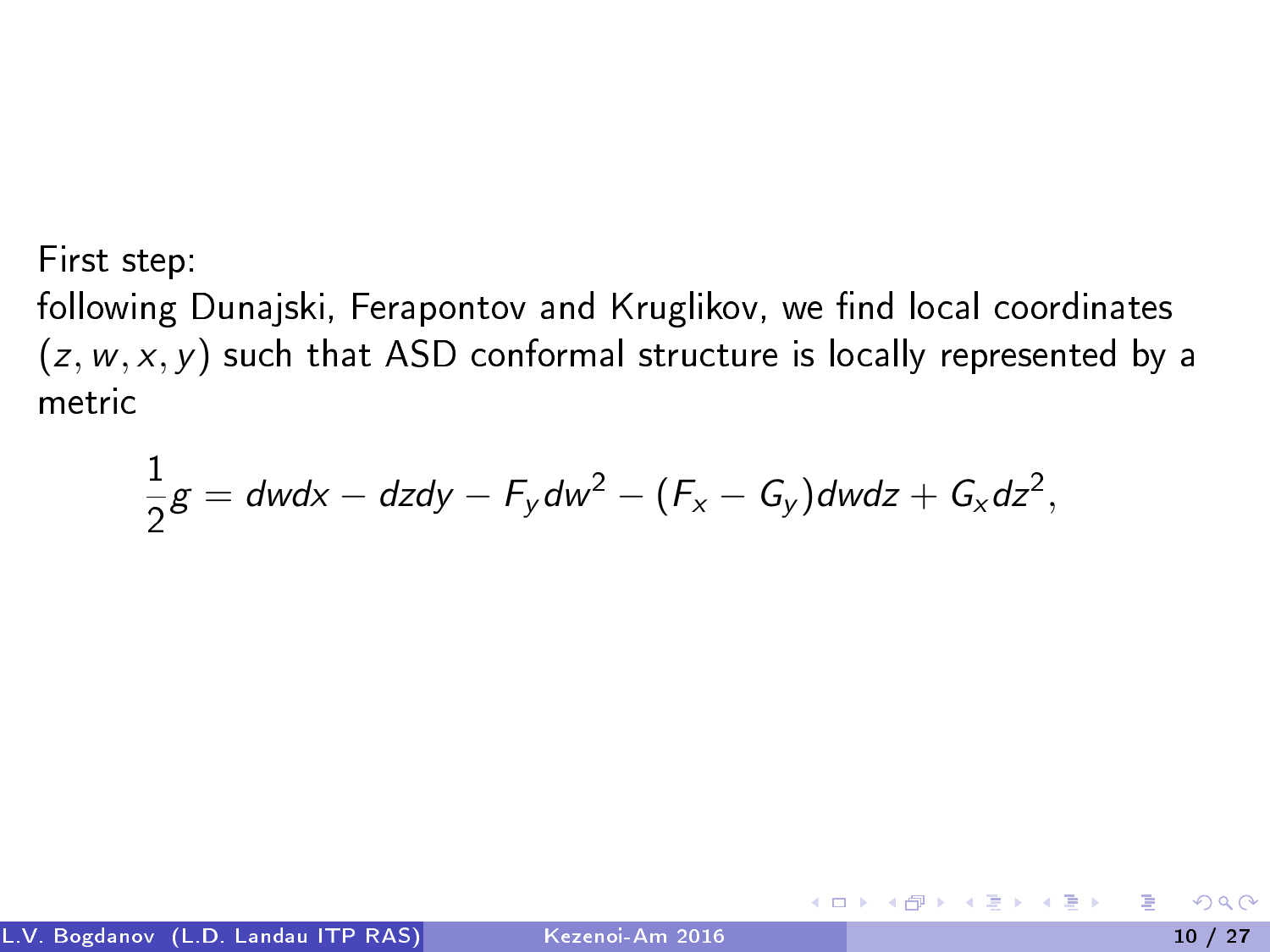First step:
following Dunajski, Ferapontov and Kruglikov, we find local coordinates $(z, w, x, y)$ such that ASD conformal structure is locally represented by a metric

$$\frac{1}{2}g = dwdx - dzdy - F_y dw^2 - (F_x - G_y)dwdz + G_x dz^2,$$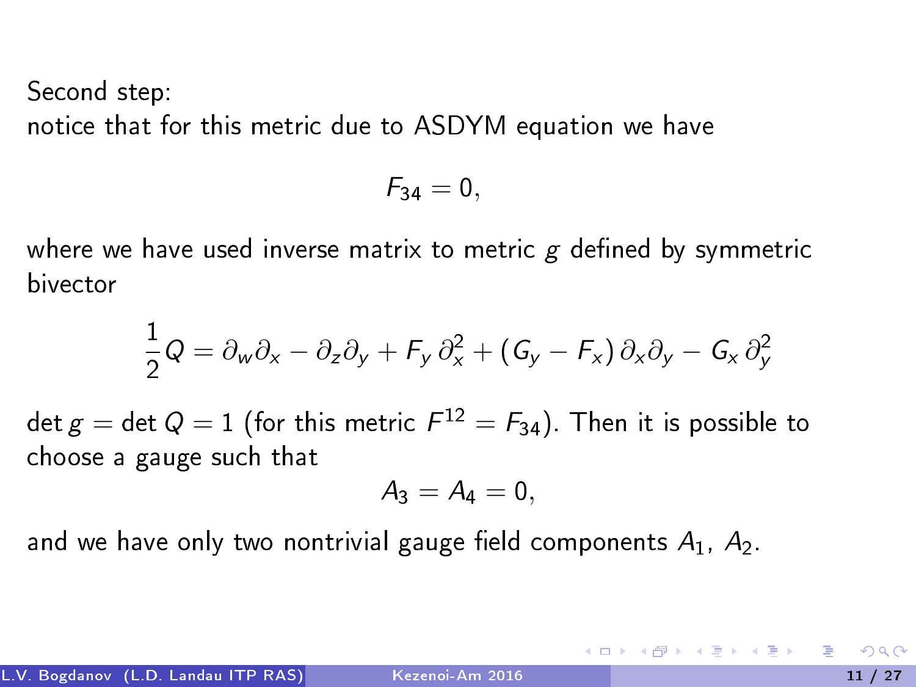Second step:
notice that for this metric due to ASDYM equation we have

$$F_{34} = 0,$$

where we have used inverse matrix to metric $g$ defined by symmetric bivector

$$\frac{1}{2}Q = \partial_w \partial_x - \partial_z \partial_y + F_y\, \partial_x^2 + (G_y - F_x)\, \partial_x \partial_y - G_x\, \partial_y^2$$

$\det g = \det Q = 1$ (for this metric $F^{12} = F_{34}$). Then it is possible to choose a gauge such that

$$A_3 = A_4 = 0,$$

and we have only two nontrivial gauge field components $A_1$, $A_2$.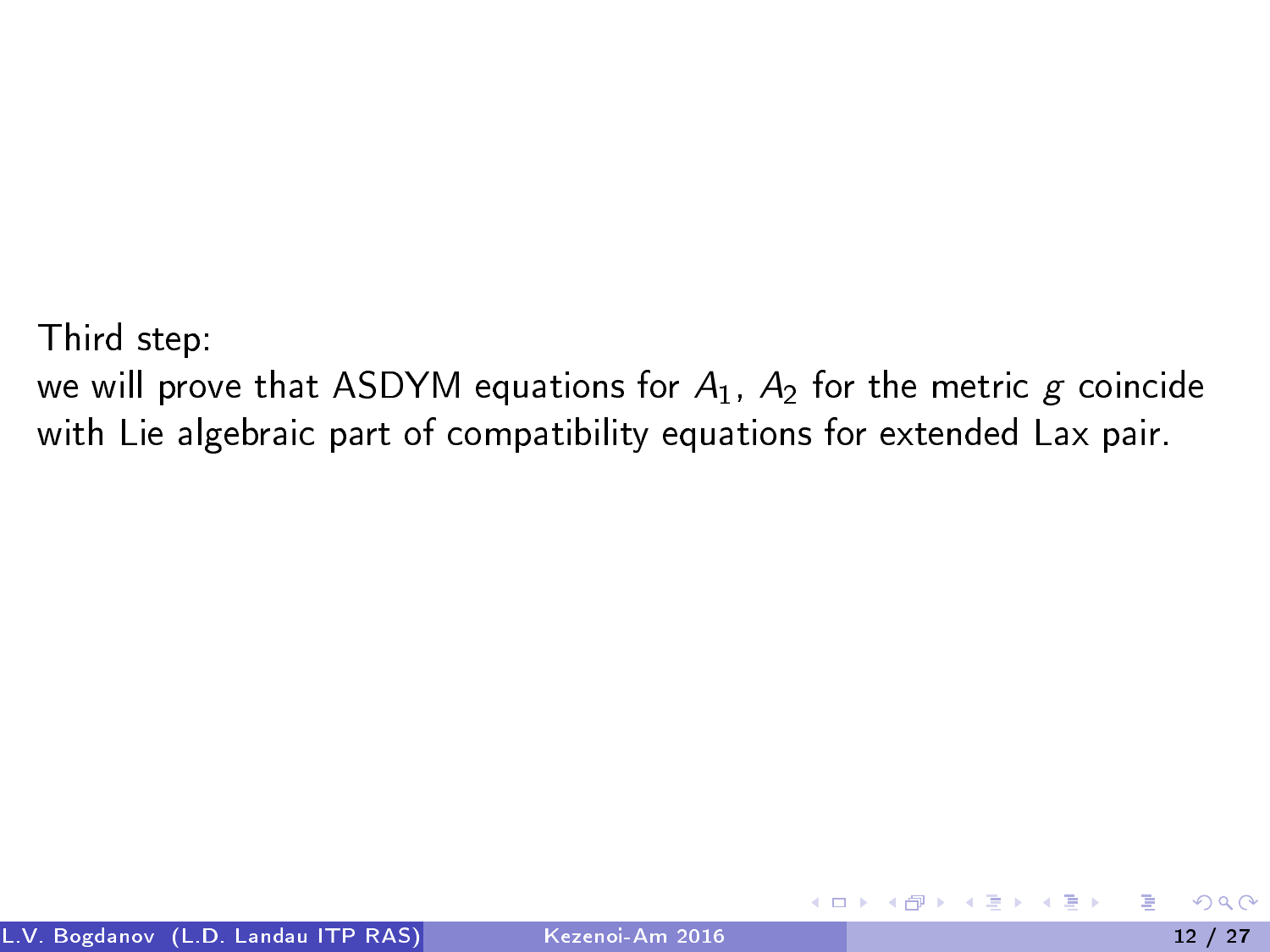Third step:
we will prove that ASDYM equations for $A_1$, $A_2$ for the metric $g$ coincide with Lie algebraic part of compatibility equations for extended Lax pair.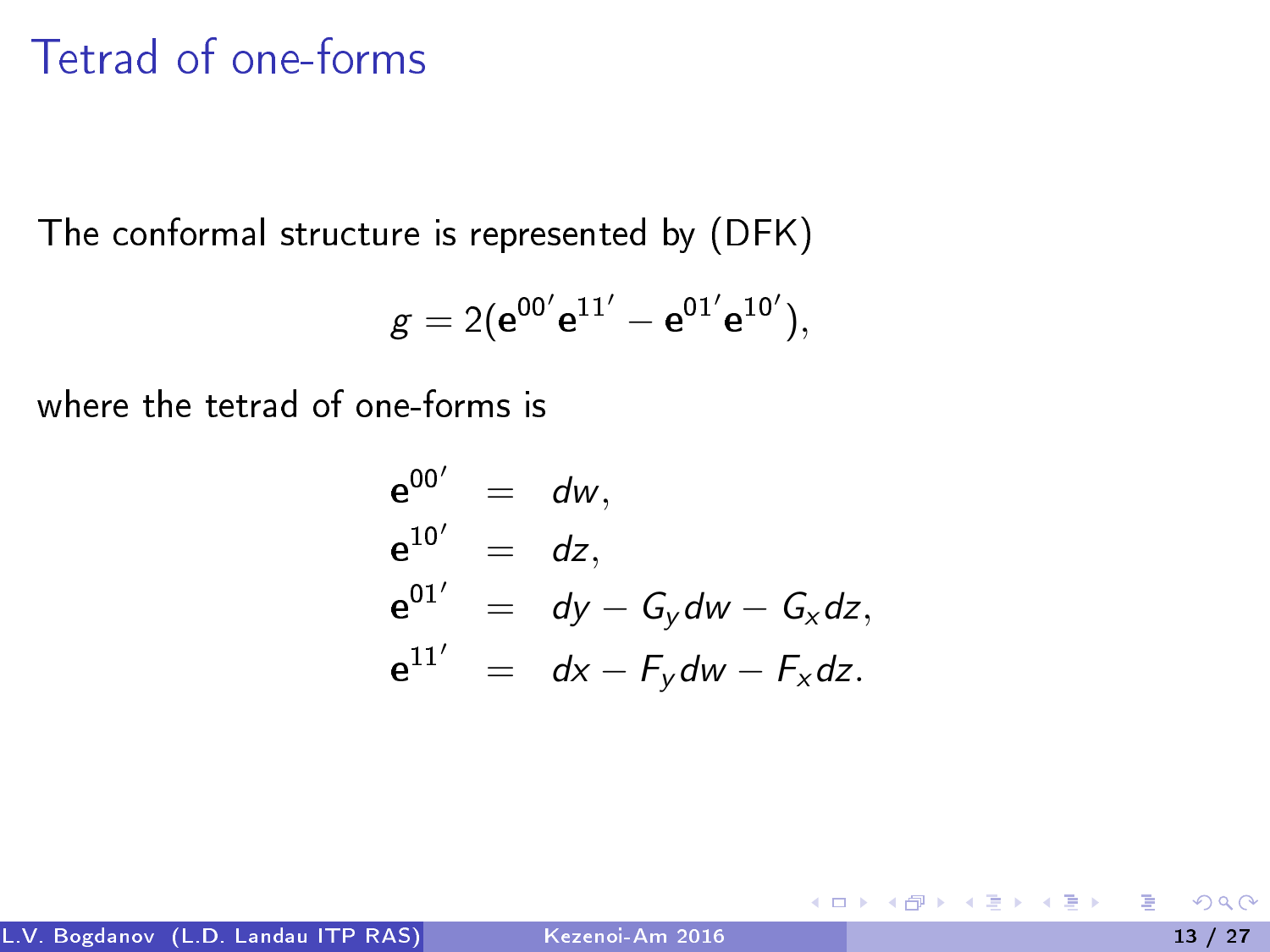# Tetrad of one-forms

The conformal structure is represented by (DFK)

$$g = 2(\mathbf{e}^{00'}\mathbf{e}^{11'} - \mathbf{e}^{01'}\mathbf{e}^{10'}),$$

where the tetrad of one-forms is

$$
\begin{aligned}
\mathbf{e}^{00'} &= dw, \\
\mathbf{e}^{10'} &= dz, \\
\mathbf{e}^{01'} &= dy - G_y dw - G_x dz, \\
\mathbf{e}^{11'} &= dx - F_y dw - F_x dz.
\end{aligned}
$$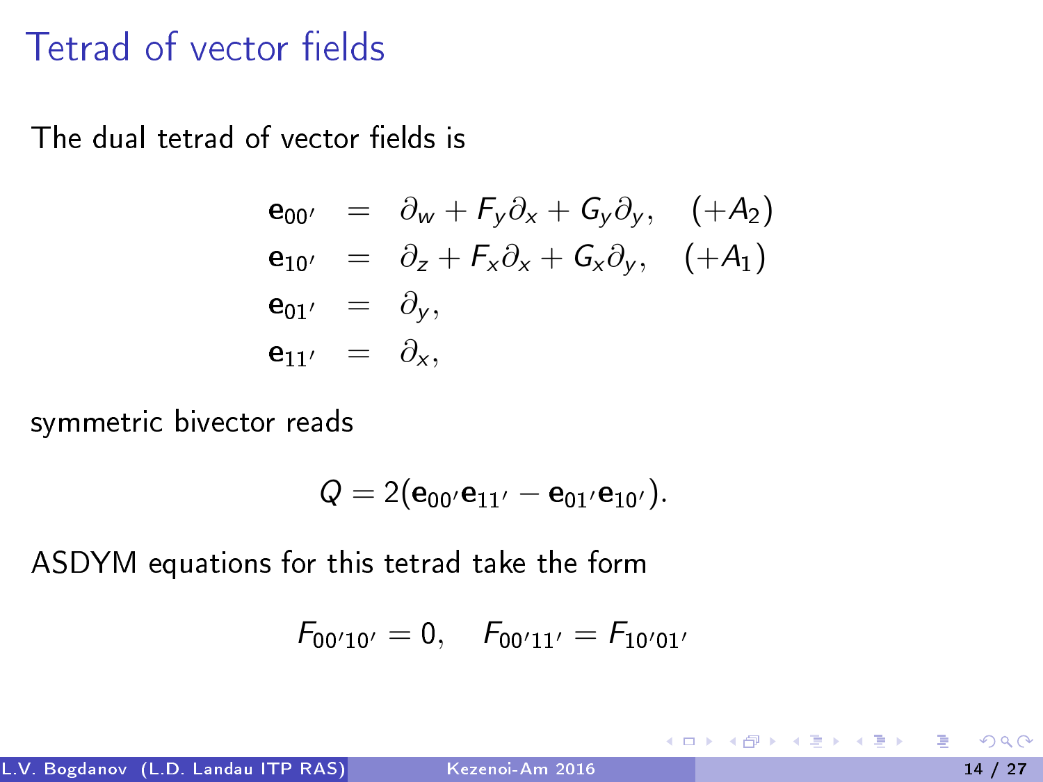# Tetrad of vector fields

The dual tetrad of vector fields is

$$
\begin{aligned}
\mathbf{e}_{00'} &= \partial_w + F_y \partial_x + G_y \partial_y, \quad (+A_2) \\
\mathbf{e}_{10'} &= \partial_z + F_x \partial_x + G_x \partial_y, \quad (+A_1) \\
\mathbf{e}_{01'} &= \partial_y, \\
\mathbf{e}_{11'} &= \partial_x,
\end{aligned}
$$

symmetric bivector reads

$$
Q = 2(\mathbf{e}_{00'}\mathbf{e}_{11'} - \mathbf{e}_{01'}\mathbf{e}_{10'}).
$$

ASDYM equations for this tetrad take the form

$$
F_{00'10'} = 0, \quad F_{00'11'} = F_{10'01'}
$$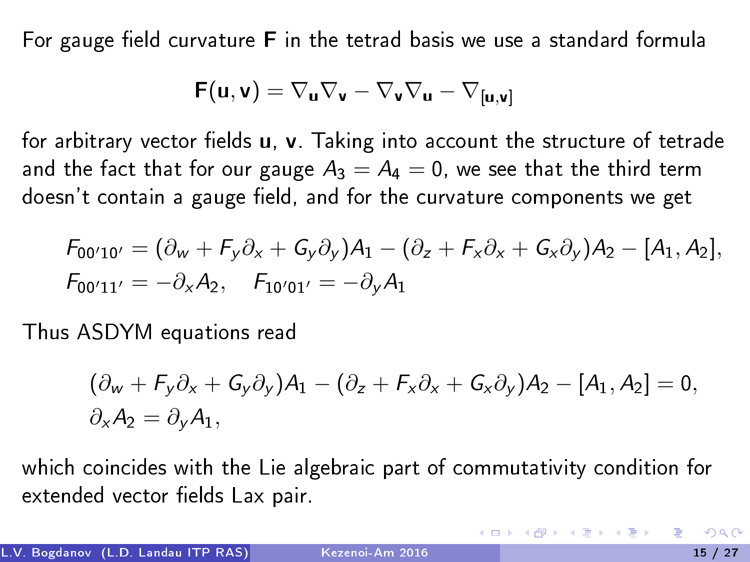For gauge field curvature $\mathbf{F}$ in the tetrad basis we use a standard formula

$$\mathbf{F}(\mathbf{u}, \mathbf{v}) = \nabla_{\mathbf{u}} \nabla_{\mathbf{v}} - \nabla_{\mathbf{v}} \nabla_{\mathbf{u}} - \nabla_{[\mathbf{u}, \mathbf{v}]}$$

for arbitrary vector fields $\mathbf{u}$, $\mathbf{v}$. Taking into account the structure of tetrade and the fact that for our gauge $A_3 = A_4 = 0$, we see that the third term doesn't contain a gauge field, and for the curvature components we get

$$F_{00'10'} = (\partial_w + F_y \partial_x + G_y \partial_y) A_1 - (\partial_z + F_x \partial_x + G_x \partial_y) A_2 - [A_1, A_2],$$
$$F_{00'11'} = -\partial_x A_2, \quad F_{10'01'} = -\partial_y A_1$$

Thus ASDYM equations read

$$(\partial_w + F_y \partial_x + G_y \partial_y) A_1 - (\partial_z + F_x \partial_x + G_x \partial_y) A_2 - [A_1, A_2] = 0,$$
$$\partial_x A_2 = \partial_y A_1,$$

which coincides with the Lie algebraic part of commutativity condition for extended vector fields Lax pair.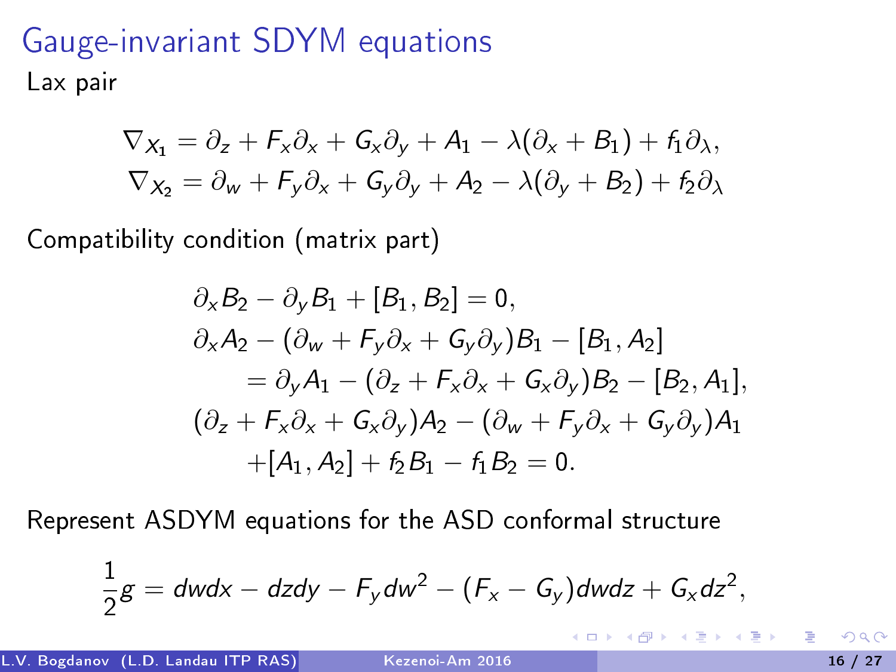# Gauge-invariant SDYM equations

Lax pair

$$
\begin{aligned}
\nabla_{X_1} &= \partial_z + F_x\partial_x + G_x\partial_y + A_1 - \lambda(\partial_x + B_1) + f_1\partial_\lambda, \\
\nabla_{X_2} &= \partial_w + F_y\partial_x + G_y\partial_y + A_2 - \lambda(\partial_y + B_2) + f_2\partial_\lambda
\end{aligned}
$$

Compatibility condition (matrix part)

$$
\begin{aligned}
&\partial_x B_2 - \partial_y B_1 + [B_1, B_2] = 0, \\
&\partial_x A_2 - (\partial_w + F_y\partial_x + G_y\partial_y)B_1 - [B_1, A_2] \\
&\qquad = \partial_y A_1 - (\partial_z + F_x\partial_x + G_x\partial_y)B_2 - [B_2, A_1], \\
&(\partial_z + F_x\partial_x + G_x\partial_y)A_2 - (\partial_w + F_y\partial_x + G_y\partial_y)A_1 \\
&\qquad + [A_1, A_2] + f_2 B_1 - f_1 B_2 = 0.
\end{aligned}
$$

Represent ASDYM equations for the ASD conformal structure

$$
\frac{1}{2}g = dwdx - dzdy - F_y dw^2 - (F_x - G_y)dwdz + G_x dz^2,
$$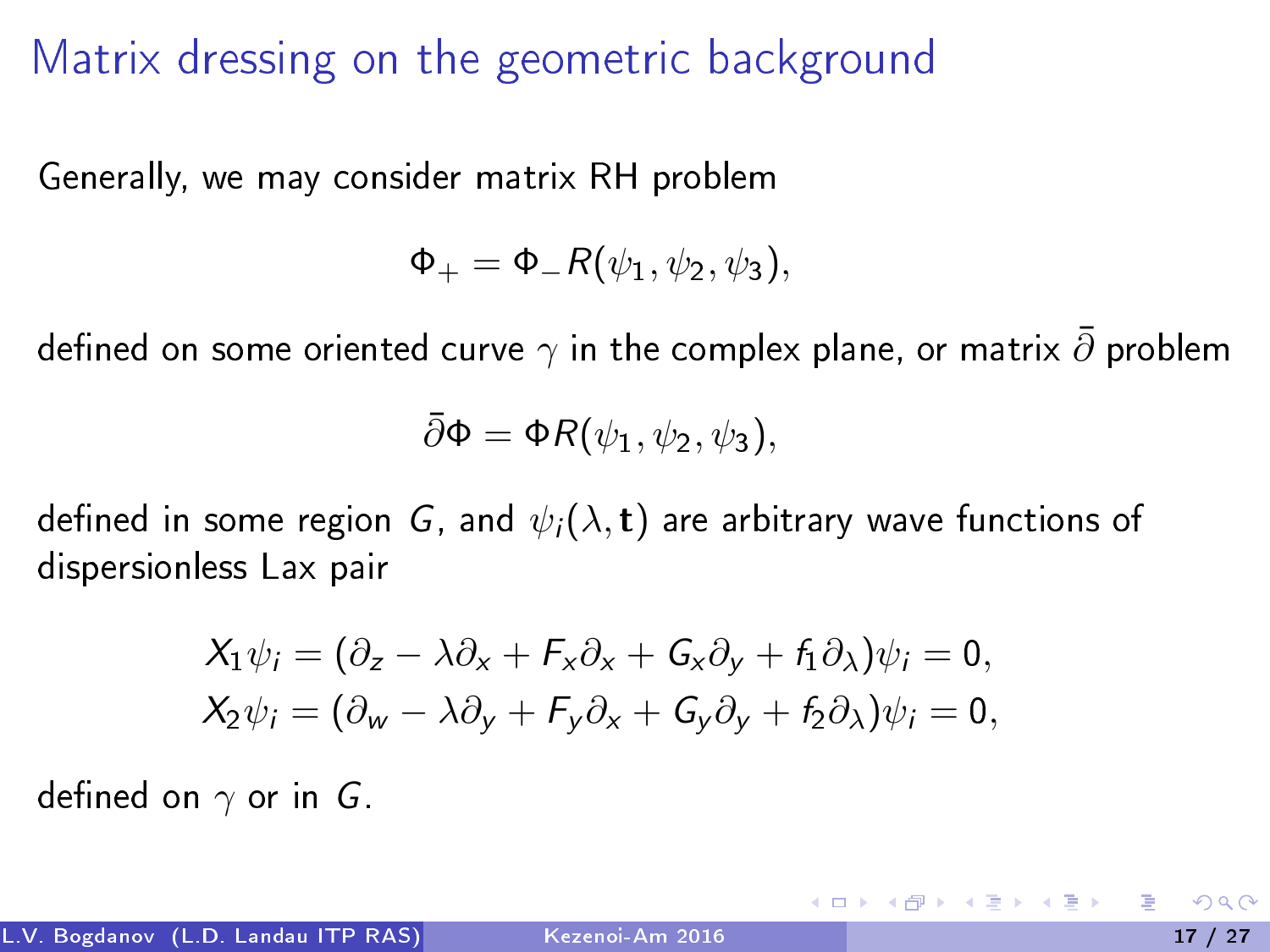# Matrix dressing on the geometric background

Generally, we may consider matrix RH problem

$$\Phi_+ = \Phi_- R(\psi_1, \psi_2, \psi_3),$$

defined on some oriented curve $\gamma$ in the complex plane, or matrix $\bar{\partial}$ problem

$$\bar{\partial}\Phi = \Phi R(\psi_1, \psi_2, \psi_3),$$

defined in some region $G$, and $\psi_i(\lambda, \mathbf{t})$ are arbitrary wave functions of dispersionless Lax pair

$$X_1\psi_i = (\partial_z - \lambda\partial_x + F_x\partial_x + G_x\partial_y + f_1\partial_\lambda)\psi_i = 0,$$
$$X_2\psi_i = (\partial_w - \lambda\partial_y + F_y\partial_x + G_y\partial_y + f_2\partial_\lambda)\psi_i = 0,$$

defined on $\gamma$ or in $G$.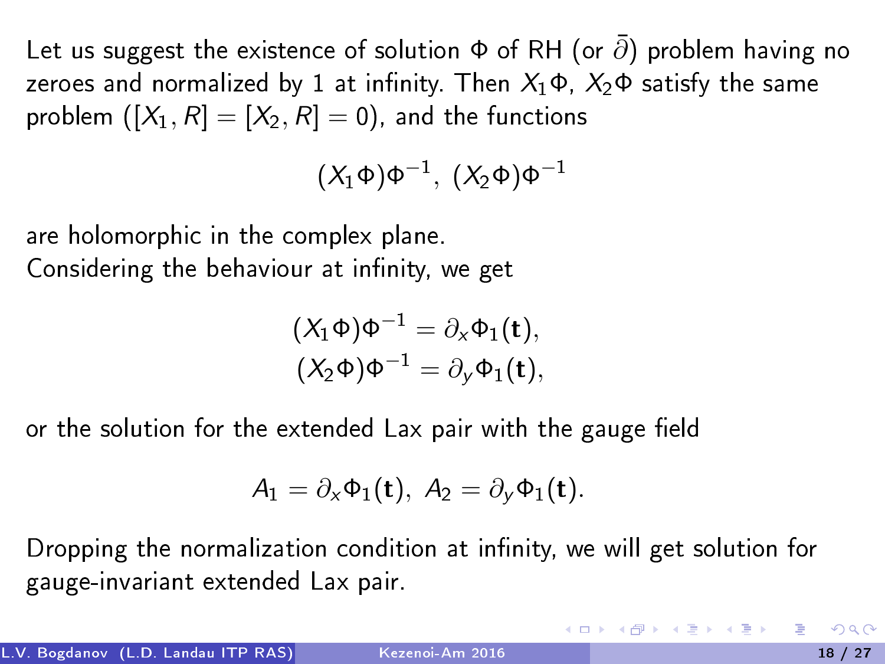Let us suggest the existence of solution $\Phi$ of RH (or $\bar{\partial}$) problem having no zeroes and normalized by 1 at infinity. Then $X_1\Phi$, $X_2\Phi$ satisfy the same problem ($[X_1, R] = [X_2, R] = 0$), and the functions

$$(X_1\Phi)\Phi^{-1},\ (X_2\Phi)\Phi^{-1}$$

are holomorphic in the complex plane.
Considering the behaviour at infinity, we get

$$(X_1\Phi)\Phi^{-1} = \partial_x\Phi_1(\mathbf{t}),$$
$$(X_2\Phi)\Phi^{-1} = \partial_y\Phi_1(\mathbf{t}),$$

or the solution for the extended Lax pair with the gauge field

$$A_1 = \partial_x\Phi_1(\mathbf{t}),\ A_2 = \partial_y\Phi_1(\mathbf{t}).$$

Dropping the normalization condition at infinity, we will get solution for gauge-invariant extended Lax pair.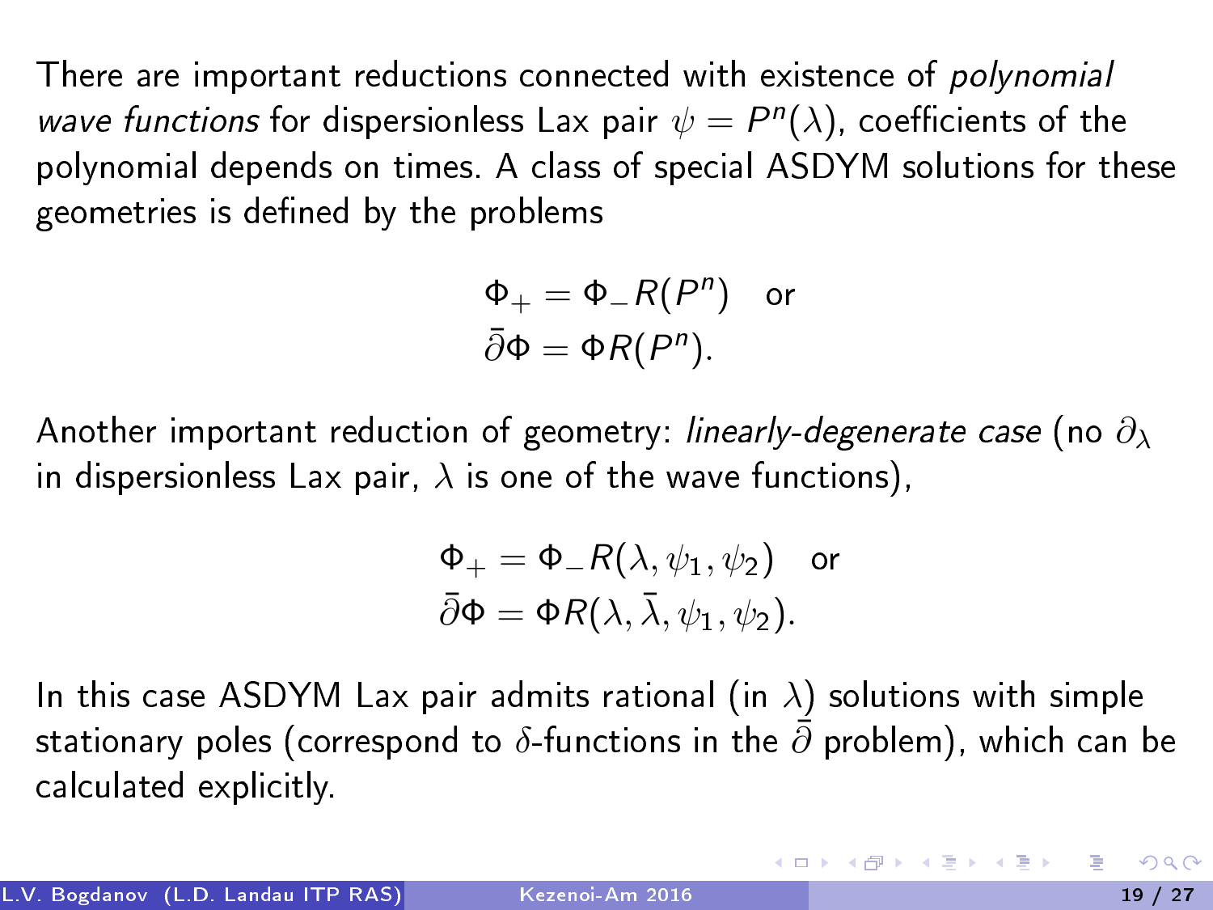There are important reductions connected with existence of *polynomial wave functions* for dispersionless Lax pair $\psi = P^n(\lambda)$, coefficients of the polynomial depends on times. A class of special ASDYM solutions for these geometries is defined by the problems

$$
\begin{aligned}
&\Phi_+ = \Phi_- R(P^n) \quad \text{or} \\
&\bar{\partial}\Phi = \Phi R(P^n).
\end{aligned}
$$

Another important reduction of geometry: *linearly-degenerate case* (no $\partial_\lambda$ in dispersionless Lax pair, $\lambda$ is one of the wave functions),

$$
\begin{aligned}
&\Phi_+ = \Phi_- R(\lambda, \psi_1, \psi_2) \quad \text{or} \\
&\bar{\partial}\Phi = \Phi R(\lambda, \bar{\lambda}, \psi_1, \psi_2).
\end{aligned}
$$

In this case ASDYM Lax pair admits rational (in $\lambda$) solutions with simple stationary poles (correspond to $\delta$-functions in the $\bar{\partial}$ problem), which can be calculated explicitly.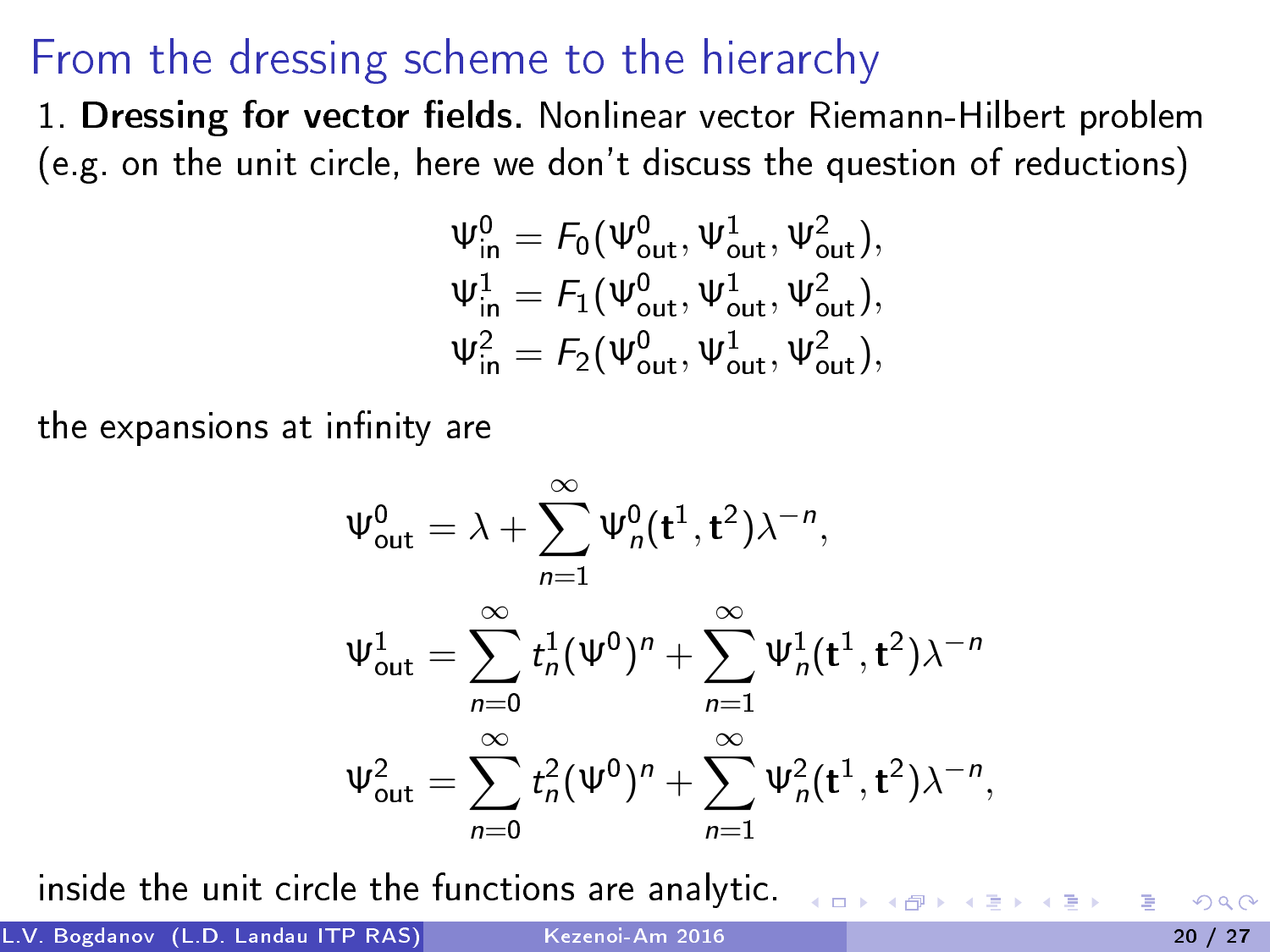# From the dressing scheme to the hierarchy

1. **Dressing for vector fields.** Nonlinear vector Riemann-Hilbert problem (e.g. on the unit circle, here we don't discuss the question of reductions)

$$
\begin{aligned}
\Psi^0_{\text{in}} &= F_0(\Psi^0_{\text{out}}, \Psi^1_{\text{out}}, \Psi^2_{\text{out}}),\\
\Psi^1_{\text{in}} &= F_1(\Psi^0_{\text{out}}, \Psi^1_{\text{out}}, \Psi^2_{\text{out}}),\\
\Psi^2_{\text{in}} &= F_2(\Psi^0_{\text{out}}, \Psi^1_{\text{out}}, \Psi^2_{\text{out}}),
\end{aligned}
$$

the expansions at infinity are

$$
\Psi^0_{\text{out}} = \lambda + \sum_{n=1}^{\infty} \Psi^0_n(\mathbf{t}^1, \mathbf{t}^2)\lambda^{-n},
$$

$$
\Psi^1_{\text{out}} = \sum_{n=0}^{\infty} t^1_n (\Psi^0)^n + \sum_{n=1}^{\infty} \Psi^1_n(\mathbf{t}^1, \mathbf{t}^2)\lambda^{-n}
$$

$$
\Psi^2_{\text{out}} = \sum_{n=0}^{\infty} t^2_n (\Psi^0)^n + \sum_{n=1}^{\infty} \Psi^2_n(\mathbf{t}^1, \mathbf{t}^2)\lambda^{-n},
$$

inside the unit circle the functions are analytic.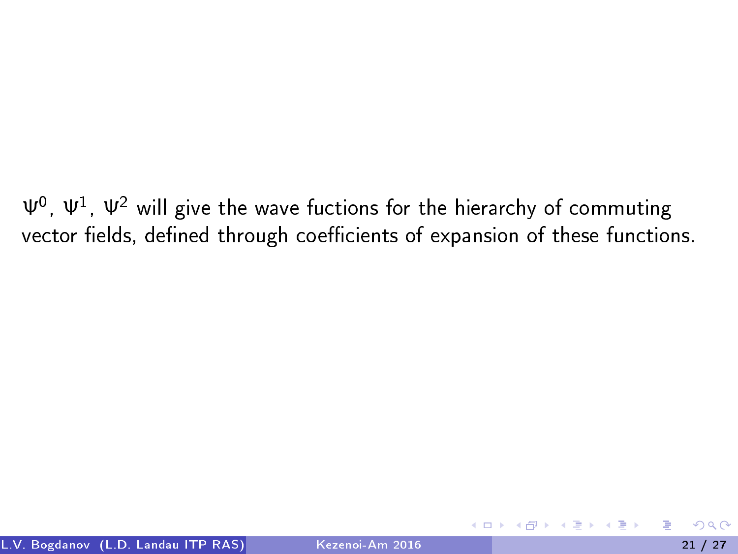$\Psi^0$, $\Psi^1$, $\Psi^2$ will give the wave fuctions for the hierarchy of commuting vector fields, defined through coefficients of expansion of these functions.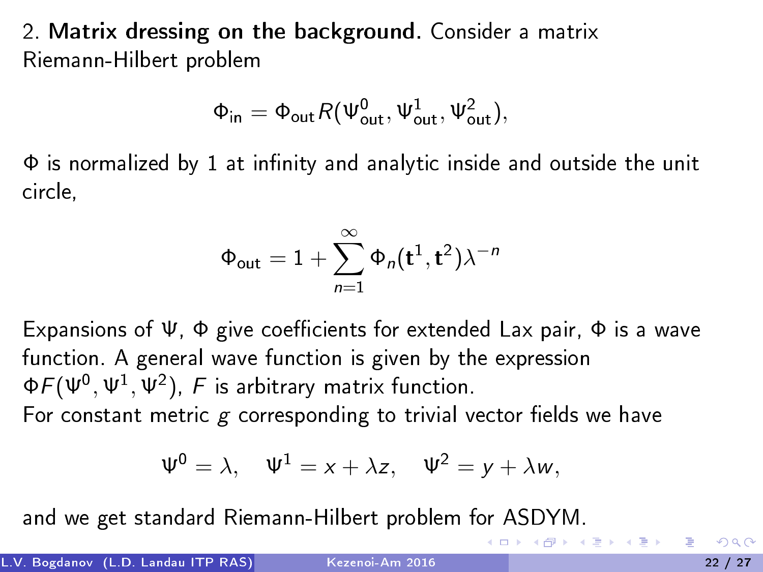2. **Matrix dressing on the background.** Consider a matrix Riemann-Hilbert problem

$$\Phi_{\text{in}} = \Phi_{\text{out}} R(\Psi^0_{\text{out}}, \Psi^1_{\text{out}}, \Psi^2_{\text{out}}),$$

$\Phi$ is normalized by 1 at infinity and analytic inside and outside the unit circle,

$$\Phi_{\text{out}} = 1 + \sum_{n=1}^{\infty} \Phi_n(\mathbf{t}^1, \mathbf{t}^2)\lambda^{-n}$$

Expansions of $\Psi$, $\Phi$ give coefficients for extended Lax pair, $\Phi$ is a wave function. A general wave function is given by the expression $\Phi F(\Psi^0, \Psi^1, \Psi^2)$, $F$ is arbitrary matrix function.
For constant metric $g$ corresponding to trivial vector fields we have

$$\Psi^0 = \lambda, \quad \Psi^1 = x + \lambda z, \quad \Psi^2 = y + \lambda w,$$

and we get standard Riemann-Hilbert problem for ASDYM.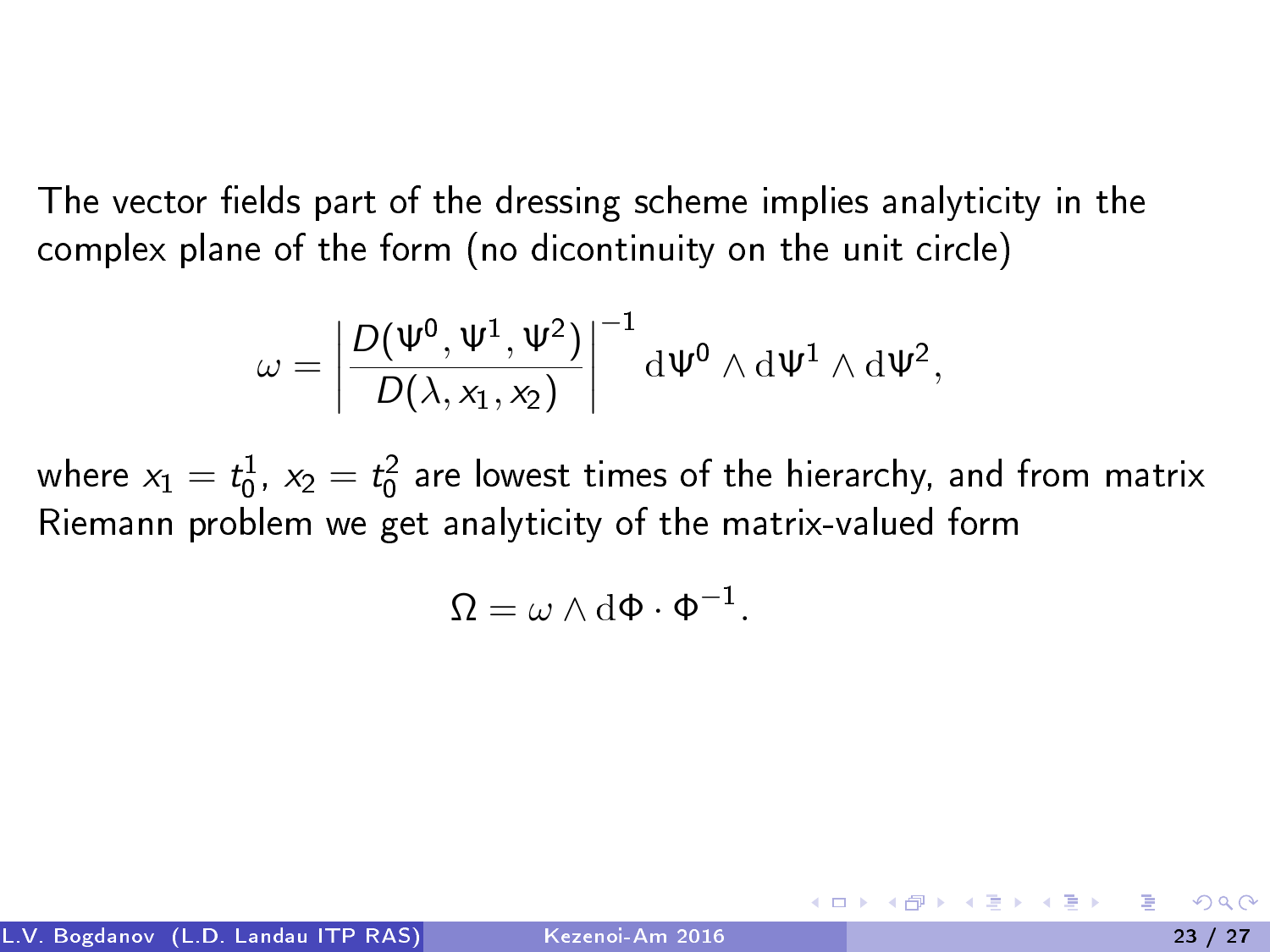The vector fields part of the dressing scheme implies analyticity in the complex plane of the form (no dicontinuity on the unit circle)

$$\omega = \left| \frac{D(\Psi^0, \Psi^1, \Psi^2)}{D(\lambda, x_1, x_2)} \right|^{-1} \mathrm{d}\Psi^0 \wedge \mathrm{d}\Psi^1 \wedge \mathrm{d}\Psi^2,$$

where $x_1 = t^1_0$, $x_2 = t^2_0$ are lowest times of the hierarchy, and from matrix Riemann problem we get analyticity of the matrix-valued form

$$\Omega = \omega \wedge \mathrm{d}\Phi \cdot \Phi^{-1}.$$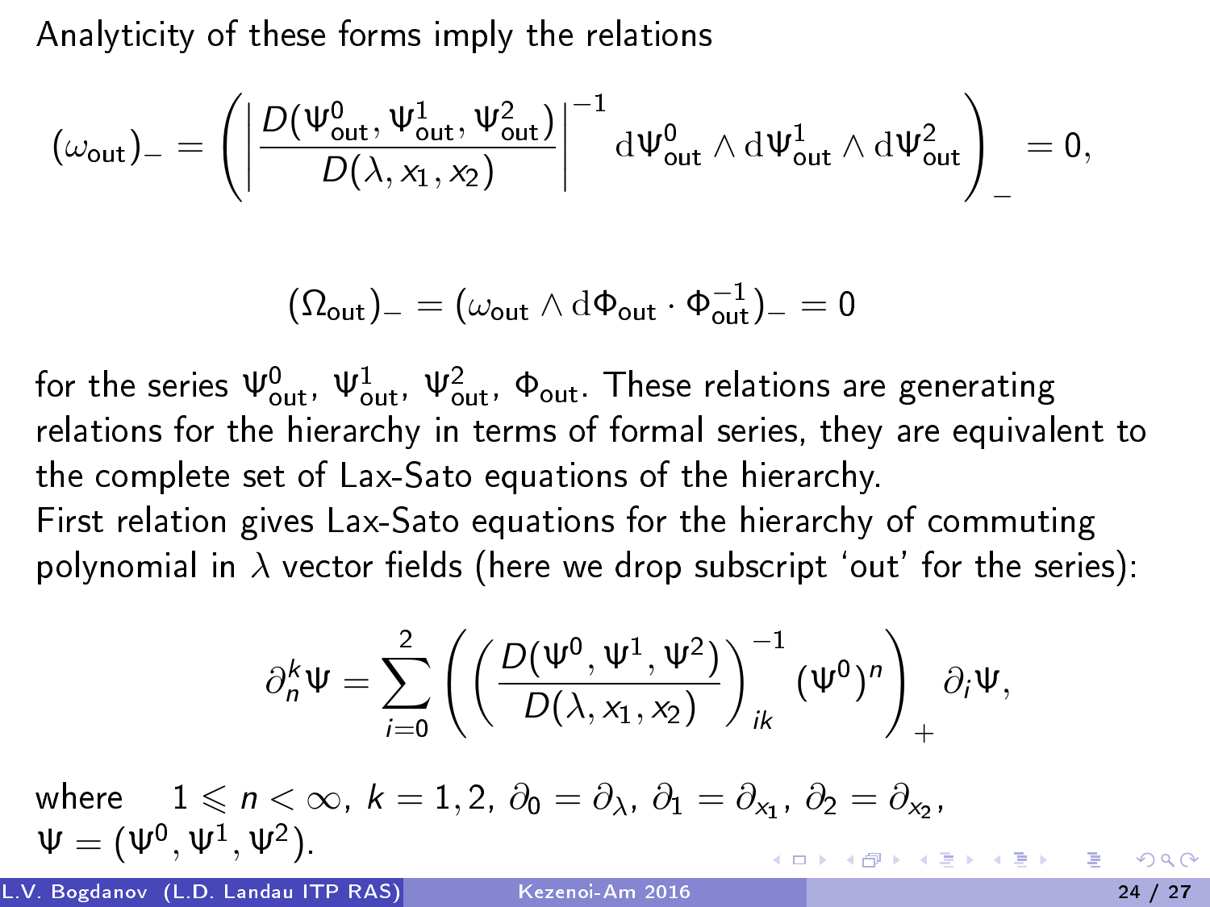Analyticity of these forms imply the relations

$$(\omega_{\text{out}})_{-} = \left( \left| \frac{D(\Psi^0_{\text{out}}, \Psi^1_{\text{out}}, \Psi^2_{\text{out}})}{D(\lambda, x_1, x_2)} \right|^{-1} \mathrm{d}\Psi^0_{\text{out}} \wedge \mathrm{d}\Psi^1_{\text{out}} \wedge \mathrm{d}\Psi^2_{\text{out}} \right)_{-} = 0,$$

$$(\Omega_{\text{out}})_{-} = (\omega_{\text{out}} \wedge \mathrm{d}\Phi_{\text{out}} \cdot \Phi^{-1}_{\text{out}})_{-} = 0$$

for the series $\Psi^0_{\text{out}}$, $\Psi^1_{\text{out}}$, $\Psi^2_{\text{out}}$, $\Phi_{\text{out}}$. These relations are generating relations for the hierarchy in terms of formal series, they are equivalent to the complete set of Lax-Sato equations of the hierarchy.

First relation gives Lax-Sato equations for the hierarchy of commuting polynomial in $\lambda$ vector fields (here we drop subscript 'out' for the series):

$$\partial^k_n \Psi = \sum_{i=0}^{2} \left( \left( \frac{D(\Psi^0, \Psi^1, \Psi^2)}{D(\lambda, x_1, x_2)} \right)^{-1}_{ik} (\Psi^0)^n \right)_{+} \partial_i \Psi,$$

where $1 \leqslant n < \infty$, $k = 1, 2$, $\partial_0 = \partial_\lambda$, $\partial_1 = \partial_{x_1}$, $\partial_2 = \partial_{x_2}$, $\Psi = (\Psi^0, \Psi^1, \Psi^2)$.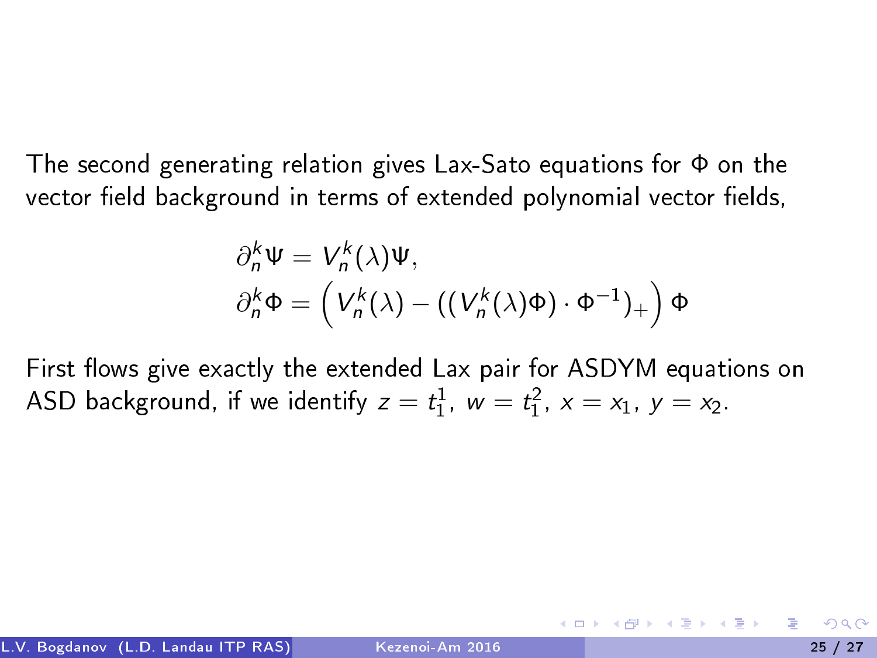The second generating relation gives Lax-Sato equations for $\Phi$ on the vector field background in terms of extended polynomial vector fields,

$$
\begin{aligned}
&\partial_n^k \Psi = V_n^k(\lambda)\Psi, \\
&\partial_n^k \Phi = \left( V_n^k(\lambda) - ((V_n^k(\lambda)\Phi) \cdot \Phi^{-1})_+ \right) \Phi
\end{aligned}
$$

First flows give exactly the extended Lax pair for ASDYM equations on ASD background, if we identify $z = t_1^1$, $w = t_1^2$, $x = x_1$, $y = x_2$.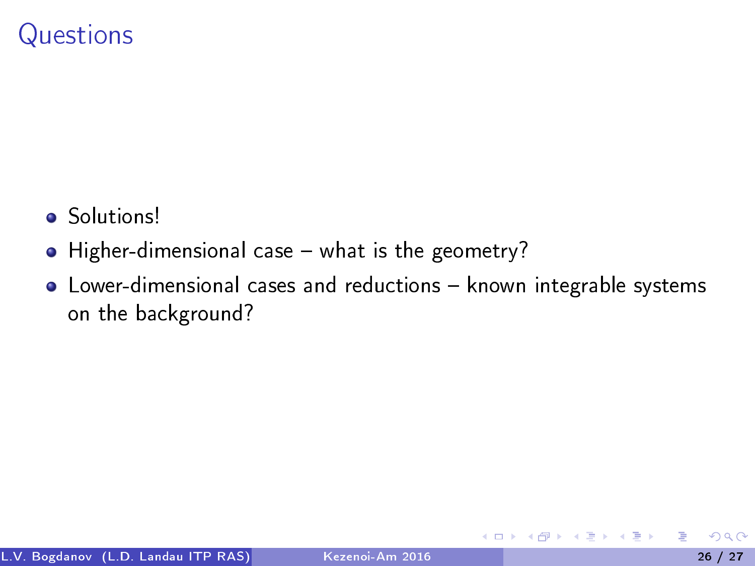# Questions

- Solutions!
- Higher-dimensional case – what is the geometry?
- Lower-dimensional cases and reductions – known integrable systems on the background?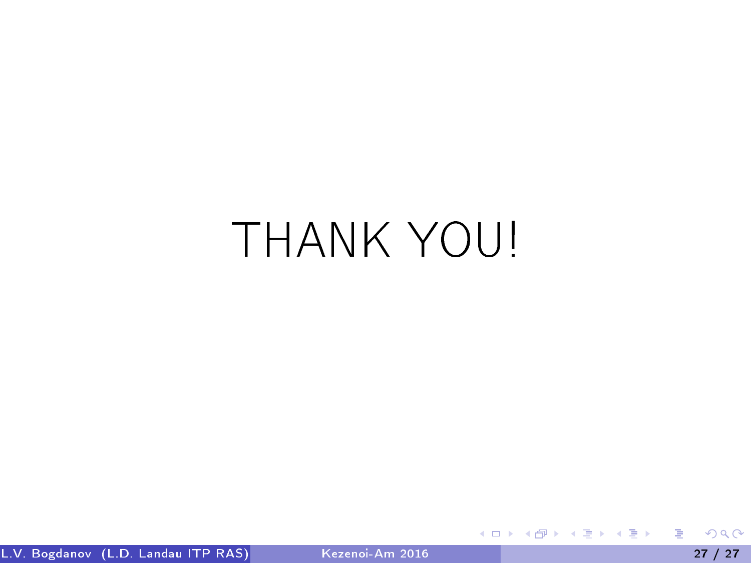THANK YOU!